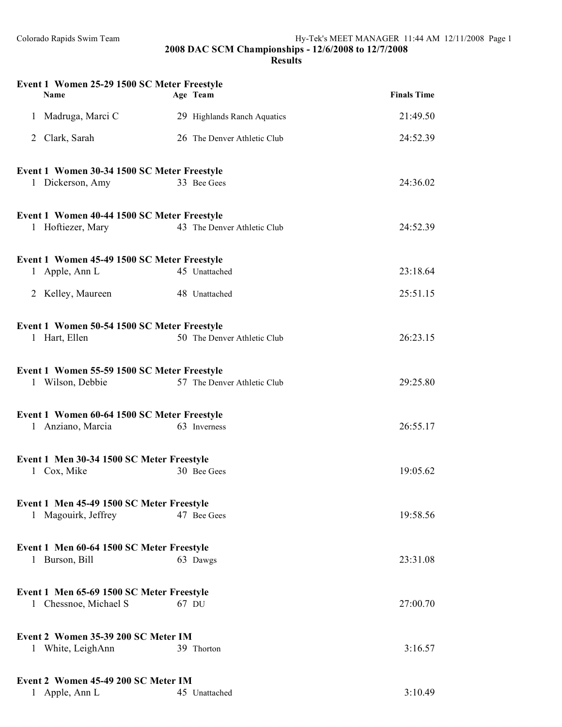# 2008 DAC SCM Championships - 12/6/2008 to 12/7/2008

## Results

### Event 1 Women 25-29 1500 SC Meter Freestyle

| | Name | Age | Team | Finals Time |
|---|---|---|---|---|
| 1 | Madruga, Marci C | 29 | Highlands Ranch Aquatics | 21:49.50 |
| 2 | Clark, Sarah | 26 | The Denver Athletic Club | 24:52.39 |

### Event 1 Women 30-34 1500 SC Meter Freestyle

| | Name | Age | Team | Finals Time |
|---|---|---|---|---|
| 1 | Dickerson, Amy | 33 | Bee Gees | 24:36.02 |

### Event 1 Women 40-44 1500 SC Meter Freestyle

| | Name | Age | Team | Finals Time |
|---|---|---|---|---|
| 1 | Hoftiezer, Mary | 43 | The Denver Athletic Club | 24:52.39 |

### Event 1 Women 45-49 1500 SC Meter Freestyle

| | Name | Age | Team | Finals Time |
|---|---|---|---|---|
| 1 | Apple, Ann L | 45 | Unattached | 23:18.64 |
| 2 | Kelley, Maureen | 48 | Unattached | 25:51.15 |

### Event 1 Women 50-54 1500 SC Meter Freestyle

| | Name | Age | Team | Finals Time |
|---|---|---|---|---|
| 1 | Hart, Ellen | 50 | The Denver Athletic Club | 26:23.15 |

### Event 1 Women 55-59 1500 SC Meter Freestyle

| | Name | Age | Team | Finals Time |
|---|---|---|---|---|
| 1 | Wilson, Debbie | 57 | The Denver Athletic Club | 29:25.80 |

### Event 1 Women 60-64 1500 SC Meter Freestyle

| | Name | Age | Team | Finals Time |
|---|---|---|---|---|
| 1 | Anziano, Marcia | 63 | Inverness | 26:55.17 |

### Event 1 Men 30-34 1500 SC Meter Freestyle

| | Name | Age | Team | Finals Time |
|---|---|---|---|---|
| 1 | Cox, Mike | 30 | Bee Gees | 19:05.62 |

### Event 1 Men 45-49 1500 SC Meter Freestyle

| | Name | Age | Team | Finals Time |
|---|---|---|---|---|
| 1 | Magouirk, Jeffrey | 47 | Bee Gees | 19:58.56 |

### Event 1 Men 60-64 1500 SC Meter Freestyle

| | Name | Age | Team | Finals Time |
|---|---|---|---|---|
| 1 | Burson, Bill | 63 | Dawgs | 23:31.08 |

### Event 1 Men 65-69 1500 SC Meter Freestyle

| | Name | Age | Team | Finals Time |
|---|---|---|---|---|
| 1 | Chessnoe, Michael S | 67 | DU | 27:00.70 |

### Event 2 Women 35-39 200 SC Meter IM

| | Name | Age | Team | Finals Time |
|---|---|---|---|---|
| 1 | White, LeighAnn | 39 | Thorton | 3:16.57 |

### Event 2 Women 45-49 200 SC Meter IM

| | Name | Age | Team | Finals Time |
|---|---|---|---|---|
| 1 | Apple, Ann L | 45 | Unattached | 3:10.49 |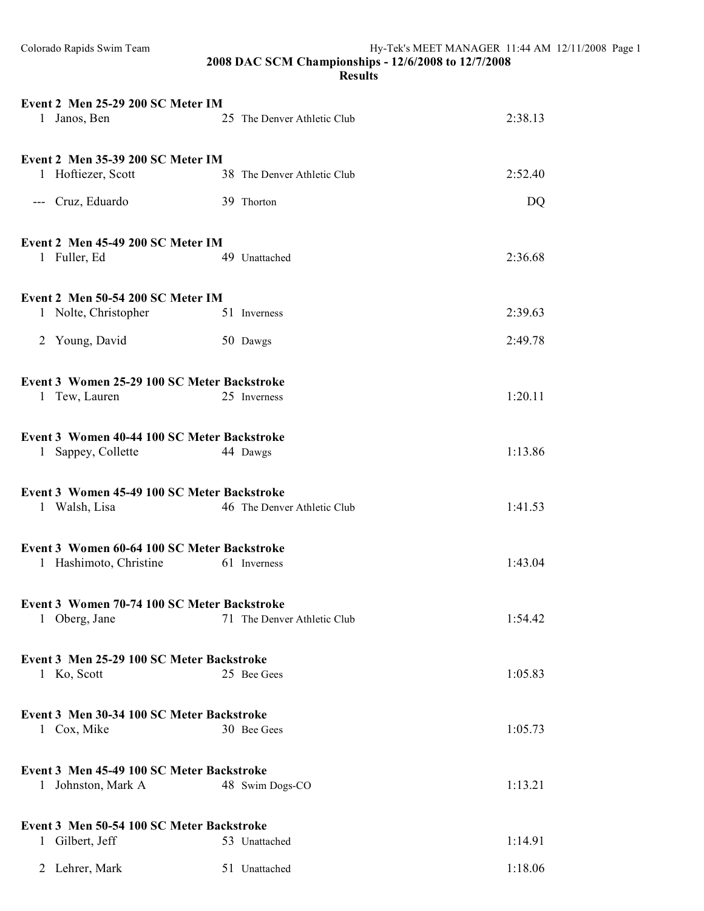**2008 DAC SCM Championships - 12/6/2008 to 12/7/2008**
**Results**

**Event 2 Men 25-29 200 SC Meter IM**

| | | | | |
|---|---|---|---|---|
| 1 | Janos, Ben | 25 | The Denver Athletic Club | 2:38.13 |

**Event 2 Men 35-39 200 SC Meter IM**

| | | | | |
|---|---|---|---|---|
| 1 | Hoftiezer, Scott | 38 | The Denver Athletic Club | 2:52.40 |
| --- | Cruz, Eduardo | 39 | Thorton | DQ |

**Event 2 Men 45-49 200 SC Meter IM**

| | | | | |
|---|---|---|---|---|
| 1 | Fuller, Ed | 49 | Unattached | 2:36.68 |

**Event 2 Men 50-54 200 SC Meter IM**

| | | | | |
|---|---|---|---|---|
| 1 | Nolte, Christopher | 51 | Inverness | 2:39.63 |
| 2 | Young, David | 50 | Dawgs | 2:49.78 |

**Event 3 Women 25-29 100 SC Meter Backstroke**

| | | | | |
|---|---|---|---|---|
| 1 | Tew, Lauren | 25 | Inverness | 1:20.11 |

**Event 3 Women 40-44 100 SC Meter Backstroke**

| | | | | |
|---|---|---|---|---|
| 1 | Sappey, Collette | 44 | Dawgs | 1:13.86 |

**Event 3 Women 45-49 100 SC Meter Backstroke**

| | | | | |
|---|---|---|---|---|
| 1 | Walsh, Lisa | 46 | The Denver Athletic Club | 1:41.53 |

**Event 3 Women 60-64 100 SC Meter Backstroke**

| | | | | |
|---|---|---|---|---|
| 1 | Hashimoto, Christine | 61 | Inverness | 1:43.04 |

**Event 3 Women 70-74 100 SC Meter Backstroke**

| | | | | |
|---|---|---|---|---|
| 1 | Oberg, Jane | 71 | The Denver Athletic Club | 1:54.42 |

**Event 3 Men 25-29 100 SC Meter Backstroke**

| | | | | |
|---|---|---|---|---|
| 1 | Ko, Scott | 25 | Bee Gees | 1:05.83 |

**Event 3 Men 30-34 100 SC Meter Backstroke**

| | | | | |
|---|---|---|---|---|
| 1 | Cox, Mike | 30 | Bee Gees | 1:05.73 |

**Event 3 Men 45-49 100 SC Meter Backstroke**

| | | | | |
|---|---|---|---|---|
| 1 | Johnston, Mark A | 48 | Swim Dogs-CO | 1:13.21 |

**Event 3 Men 50-54 100 SC Meter Backstroke**

| | | | | |
|---|---|---|---|---|
| 1 | Gilbert, Jeff | 53 | Unattached | 1:14.91 |
| 2 | Lehrer, Mark | 51 | Unattached | 1:18.06 |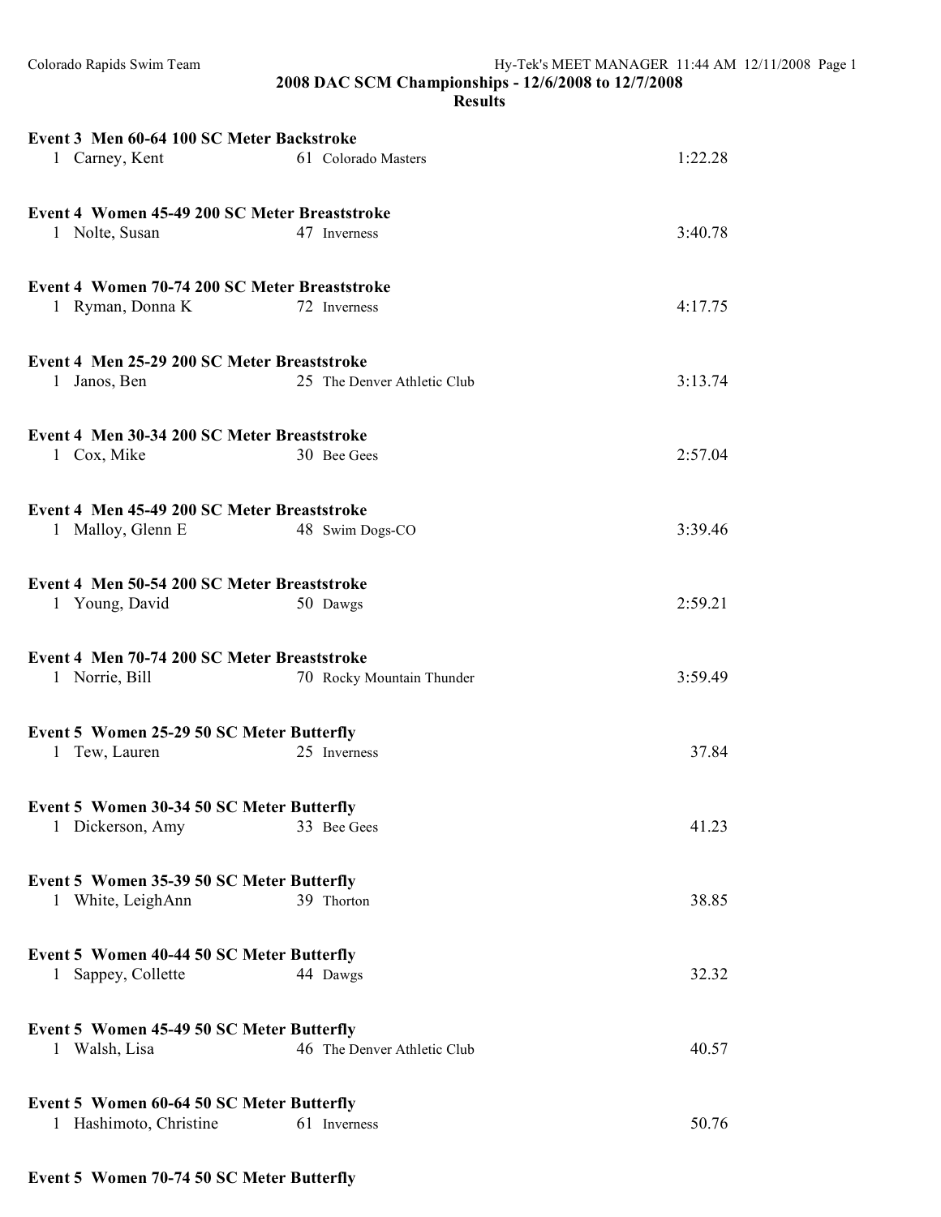## 2008 DAC SCM Championships - 12/6/2008 to 12/7/2008

### Results

**Event 3 Men 60-64 100 SC Meter Backstroke**

| Place | Name | Age | Team | Time |
|---|---|---|---|---|
| 1 | Carney, Kent | 61 | Colorado Masters | 1:22.28 |

**Event 4 Women 45-49 200 SC Meter Breaststroke**

| Place | Name | Age | Team | Time |
|---|---|---|---|---|
| 1 | Nolte, Susan | 47 | Inverness | 3:40.78 |

**Event 4 Women 70-74 200 SC Meter Breaststroke**

| Place | Name | Age | Team | Time |
|---|---|---|---|---|
| 1 | Ryman, Donna K | 72 | Inverness | 4:17.75 |

**Event 4 Men 25-29 200 SC Meter Breaststroke**

| Place | Name | Age | Team | Time |
|---|---|---|---|---|
| 1 | Janos, Ben | 25 | The Denver Athletic Club | 3:13.74 |

**Event 4 Men 30-34 200 SC Meter Breaststroke**

| Place | Name | Age | Team | Time |
|---|---|---|---|---|
| 1 | Cox, Mike | 30 | Bee Gees | 2:57.04 |

**Event 4 Men 45-49 200 SC Meter Breaststroke**

| Place | Name | Age | Team | Time |
|---|---|---|---|---|
| 1 | Malloy, Glenn E | 48 | Swim Dogs-CO | 3:39.46 |

**Event 4 Men 50-54 200 SC Meter Breaststroke**

| Place | Name | Age | Team | Time |
|---|---|---|---|---|
| 1 | Young, David | 50 | Dawgs | 2:59.21 |

**Event 4 Men 70-74 200 SC Meter Breaststroke**

| Place | Name | Age | Team | Time |
|---|---|---|---|---|
| 1 | Norrie, Bill | 70 | Rocky Mountain Thunder | 3:59.49 |

**Event 5 Women 25-29 50 SC Meter Butterfly**

| Place | Name | Age | Team | Time |
|---|---|---|---|---|
| 1 | Tew, Lauren | 25 | Inverness | 37.84 |

**Event 5 Women 30-34 50 SC Meter Butterfly**

| Place | Name | Age | Team | Time |
|---|---|---|---|---|
| 1 | Dickerson, Amy | 33 | Bee Gees | 41.23 |

**Event 5 Women 35-39 50 SC Meter Butterfly**

| Place | Name | Age | Team | Time |
|---|---|---|---|---|
| 1 | White, LeighAnn | 39 | Thorton | 38.85 |

**Event 5 Women 40-44 50 SC Meter Butterfly**

| Place | Name | Age | Team | Time |
|---|---|---|---|---|
| 1 | Sappey, Collette | 44 | Dawgs | 32.32 |

**Event 5 Women 45-49 50 SC Meter Butterfly**

| Place | Name | Age | Team | Time |
|---|---|---|---|---|
| 1 | Walsh, Lisa | 46 | The Denver Athletic Club | 40.57 |

**Event 5 Women 60-64 50 SC Meter Butterfly**

| Place | Name | Age | Team | Time |
|---|---|---|---|---|
| 1 | Hashimoto, Christine | 61 | Inverness | 50.76 |

**Event 5 Women 70-74 50 SC Meter Butterfly**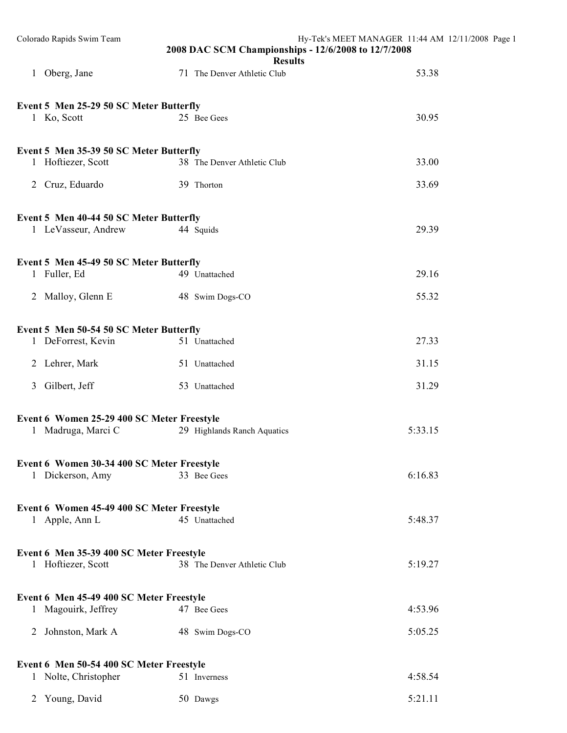| | | | |
|---|---|---|---|
| 1 | Oberg, Jane | 71 The Denver Athletic Club | 53.38 |

### Event 5 Men 25-29 50 SC Meter Butterfly

| | | | |
|---|---|---|---|
| 1 | Ko, Scott | 25 Bee Gees | 30.95 |

### Event 5 Men 35-39 50 SC Meter Butterfly

| | | | |
|---|---|---|---|
| 1 | Hoftiezer, Scott | 38 The Denver Athletic Club | 33.00 |
| 2 | Cruz, Eduardo | 39 Thorton | 33.69 |

### Event 5 Men 40-44 50 SC Meter Butterfly

| | | | |
|---|---|---|---|
| 1 | LeVasseur, Andrew | 44 Squids | 29.39 |

### Event 5 Men 45-49 50 SC Meter Butterfly

| | | | |
|---|---|---|---|
| 1 | Fuller, Ed | 49 Unattached | 29.16 |
| 2 | Malloy, Glenn E | 48 Swim Dogs-CO | 55.32 |

### Event 5 Men 50-54 50 SC Meter Butterfly

| | | | |
|---|---|---|---|
| 1 | DeForrest, Kevin | 51 Unattached | 27.33 |
| 2 | Lehrer, Mark | 51 Unattached | 31.15 |
| 3 | Gilbert, Jeff | 53 Unattached | 31.29 |

### Event 6 Women 25-29 400 SC Meter Freestyle

| | | | |
|---|---|---|---|
| 1 | Madruga, Marci C | 29 Highlands Ranch Aquatics | 5:33.15 |

### Event 6 Women 30-34 400 SC Meter Freestyle

| | | | |
|---|---|---|---|
| 1 | Dickerson, Amy | 33 Bee Gees | 6:16.83 |

### Event 6 Women 45-49 400 SC Meter Freestyle

| | | | |
|---|---|---|---|
| 1 | Apple, Ann L | 45 Unattached | 5:48.37 |

### Event 6 Men 35-39 400 SC Meter Freestyle

| | | | |
|---|---|---|---|
| 1 | Hoftiezer, Scott | 38 The Denver Athletic Club | 5:19.27 |

### Event 6 Men 45-49 400 SC Meter Freestyle

| | | | |
|---|---|---|---|
| 1 | Magouirk, Jeffrey | 47 Bee Gees | 4:53.96 |
| 2 | Johnston, Mark A | 48 Swim Dogs-CO | 5:05.25 |

### Event 6 Men 50-54 400 SC Meter Freestyle

| | | | |
|---|---|---|---|
| 1 | Nolte, Christopher | 51 Inverness | 4:58.54 |
| 2 | Young, David | 50 Dawgs | 5:21.11 |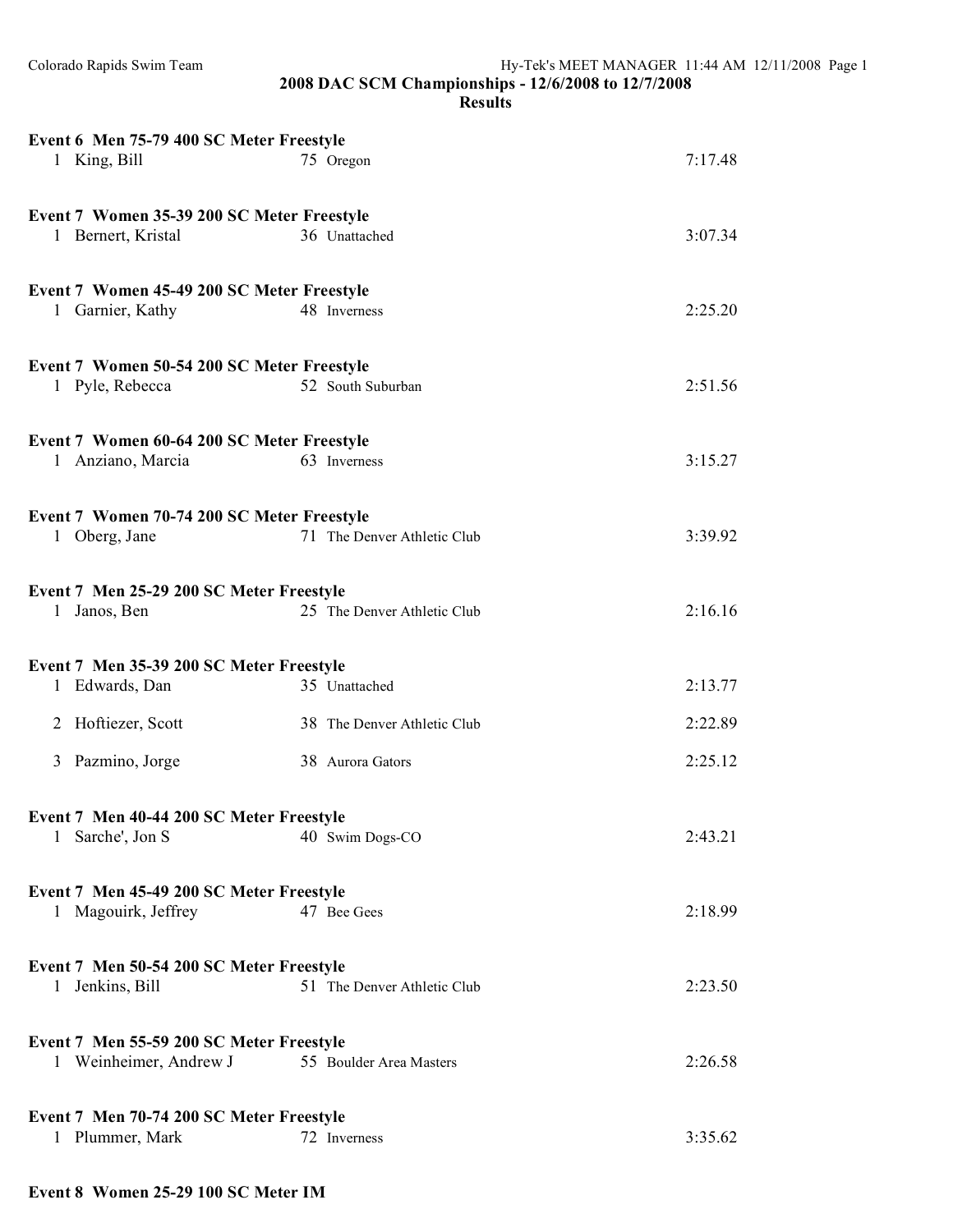# 2008 DAC SCM Championships - 12/6/2008 to 12/7/2008

## Results

**Event 6 Men 75-79 400 SC Meter Freestyle**

| Place | Name | Age | Team | Time |
|---|---|---|---|---|
| 1 | King, Bill | 75 | Oregon | 7:17.48 |

**Event 7 Women 35-39 200 SC Meter Freestyle**

| Place | Name | Age | Team | Time |
|---|---|---|---|---|
| 1 | Bernert, Kristal | 36 | Unattached | 3:07.34 |

**Event 7 Women 45-49 200 SC Meter Freestyle**

| Place | Name | Age | Team | Time |
|---|---|---|---|---|
| 1 | Garnier, Kathy | 48 | Inverness | 2:25.20 |

**Event 7 Women 50-54 200 SC Meter Freestyle**

| Place | Name | Age | Team | Time |
|---|---|---|---|---|
| 1 | Pyle, Rebecca | 52 | South Suburban | 2:51.56 |

**Event 7 Women 60-64 200 SC Meter Freestyle**

| Place | Name | Age | Team | Time |
|---|---|---|---|---|
| 1 | Anziano, Marcia | 63 | Inverness | 3:15.27 |

**Event 7 Women 70-74 200 SC Meter Freestyle**

| Place | Name | Age | Team | Time |
|---|---|---|---|---|
| 1 | Oberg, Jane | 71 | The Denver Athletic Club | 3:39.92 |

**Event 7 Men 25-29 200 SC Meter Freestyle**

| Place | Name | Age | Team | Time |
|---|---|---|---|---|
| 1 | Janos, Ben | 25 | The Denver Athletic Club | 2:16.16 |

**Event 7 Men 35-39 200 SC Meter Freestyle**

| Place | Name | Age | Team | Time |
|---|---|---|---|---|
| 1 | Edwards, Dan | 35 | Unattached | 2:13.77 |
| 2 | Hoftiezer, Scott | 38 | The Denver Athletic Club | 2:22.89 |
| 3 | Pazmino, Jorge | 38 | Aurora Gators | 2:25.12 |

**Event 7 Men 40-44 200 SC Meter Freestyle**

| Place | Name | Age | Team | Time |
|---|---|---|---|---|
| 1 | Sarche', Jon S | 40 | Swim Dogs-CO | 2:43.21 |

**Event 7 Men 45-49 200 SC Meter Freestyle**

| Place | Name | Age | Team | Time |
|---|---|---|---|---|
| 1 | Magouirk, Jeffrey | 47 | Bee Gees | 2:18.99 |

**Event 7 Men 50-54 200 SC Meter Freestyle**

| Place | Name | Age | Team | Time |
|---|---|---|---|---|
| 1 | Jenkins, Bill | 51 | The Denver Athletic Club | 2:23.50 |

**Event 7 Men 55-59 200 SC Meter Freestyle**

| Place | Name | Age | Team | Time |
|---|---|---|---|---|
| 1 | Weinheimer, Andrew J | 55 | Boulder Area Masters | 2:26.58 |

**Event 7 Men 70-74 200 SC Meter Freestyle**

| Place | Name | Age | Team | Time |
|---|---|---|---|---|
| 1 | Plummer, Mark | 72 | Inverness | 3:35.62 |

**Event 8 Women 25-29 100 SC Meter IM**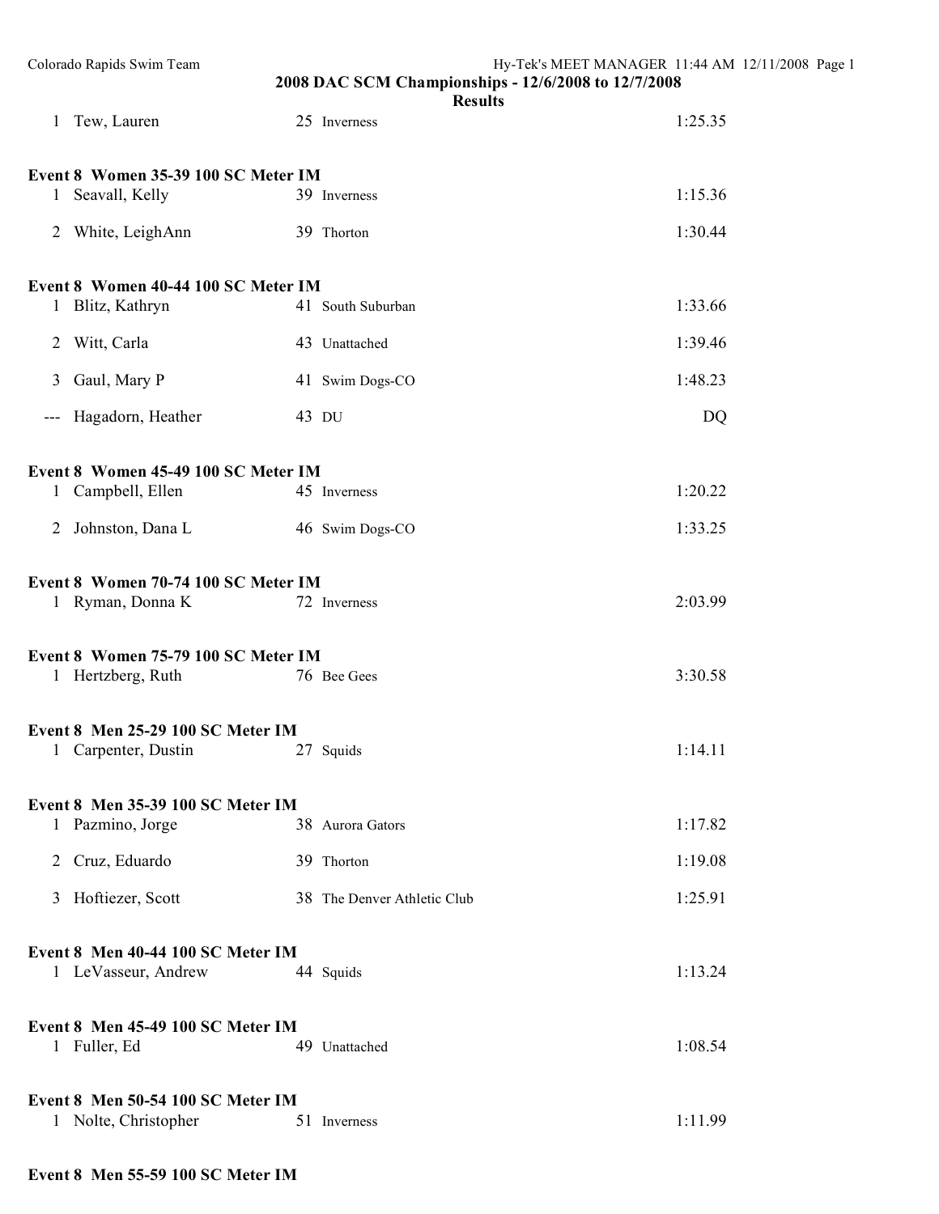| | | | | |
|---|---|---|---|---|
| 1 | Tew, Lauren | 25 | Inverness | 1:25.35 |

**Event 8 Women 35-39 100 SC Meter IM**

| | | | | |
|---|---|---|---|---|
| 1 | Seavall, Kelly | 39 | Inverness | 1:15.36 |
| 2 | White, LeighAnn | 39 | Thorton | 1:30.44 |

**Event 8 Women 40-44 100 SC Meter IM**

| | | | | |
|---|---|---|---|---|
| 1 | Blitz, Kathryn | 41 | South Suburban | 1:33.66 |
| 2 | Witt, Carla | 43 | Unattached | 1:39.46 |
| 3 | Gaul, Mary P | 41 | Swim Dogs-CO | 1:48.23 |
| --- | Hagadorn, Heather | 43 | DU | DQ |

**Event 8 Women 45-49 100 SC Meter IM**

| | | | | |
|---|---|---|---|---|
| 1 | Campbell, Ellen | 45 | Inverness | 1:20.22 |
| 2 | Johnston, Dana L | 46 | Swim Dogs-CO | 1:33.25 |

**Event 8 Women 70-74 100 SC Meter IM**

| | | | | |
|---|---|---|---|---|
| 1 | Ryman, Donna K | 72 | Inverness | 2:03.99 |

**Event 8 Women 75-79 100 SC Meter IM**

| | | | | |
|---|---|---|---|---|
| 1 | Hertzberg, Ruth | 76 | Bee Gees | 3:30.58 |

**Event 8 Men 25-29 100 SC Meter IM**

| | | | | |
|---|---|---|---|---|
| 1 | Carpenter, Dustin | 27 | Squids | 1:14.11 |

**Event 8 Men 35-39 100 SC Meter IM**

| | | | | |
|---|---|---|---|---|
| 1 | Pazmino, Jorge | 38 | Aurora Gators | 1:17.82 |
| 2 | Cruz, Eduardo | 39 | Thorton | 1:19.08 |
| 3 | Hoftiezer, Scott | 38 | The Denver Athletic Club | 1:25.91 |

**Event 8 Men 40-44 100 SC Meter IM**

| | | | | |
|---|---|---|---|---|
| 1 | LeVasseur, Andrew | 44 | Squids | 1:13.24 |

**Event 8 Men 45-49 100 SC Meter IM**

| | | | | |
|---|---|---|---|---|
| 1 | Fuller, Ed | 49 | Unattached | 1:08.54 |

**Event 8 Men 50-54 100 SC Meter IM**

| | | | | |
|---|---|---|---|---|
| 1 | Nolte, Christopher | 51 | Inverness | 1:11.99 |

**Event 8 Men 55-59 100 SC Meter IM**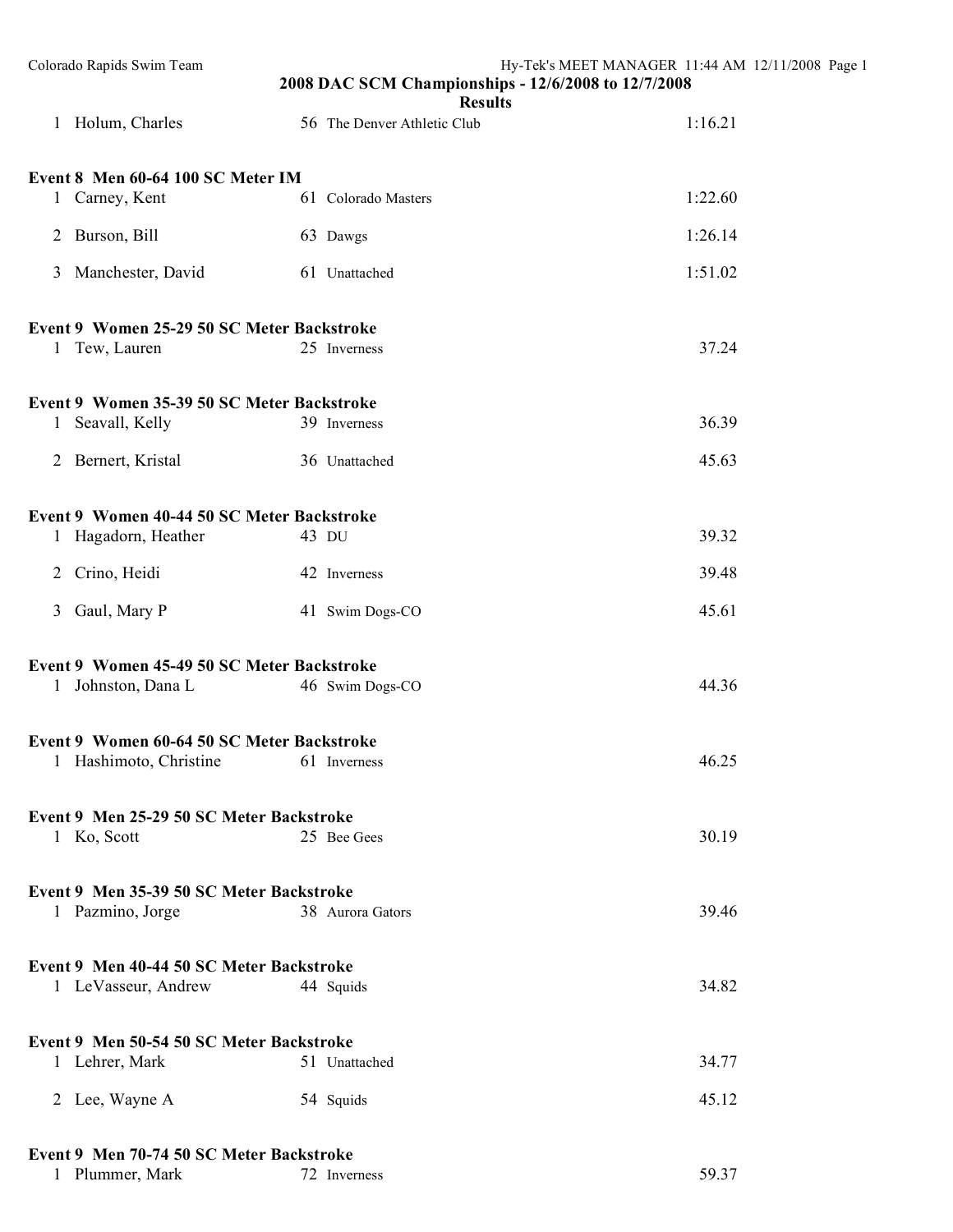| | | | | |
|---|---|---|---|---|
| 1 | Holum, Charles | 56 | The Denver Athletic Club | 1:16.21 |

**Event 8 Men 60-64 100 SC Meter IM**

| | | | | |
|---|---|---|---|---|
| 1 | Carney, Kent | 61 | Colorado Masters | 1:22.60 |
| 2 | Burson, Bill | 63 | Dawgs | 1:26.14 |
| 3 | Manchester, David | 61 | Unattached | 1:51.02 |

**Event 9 Women 25-29 50 SC Meter Backstroke**

| | | | | |
|---|---|---|---|---|
| 1 | Tew, Lauren | 25 | Inverness | 37.24 |

**Event 9 Women 35-39 50 SC Meter Backstroke**

| | | | | |
|---|---|---|---|---|
| 1 | Seavall, Kelly | 39 | Inverness | 36.39 |
| 2 | Bernert, Kristal | 36 | Unattached | 45.63 |

**Event 9 Women 40-44 50 SC Meter Backstroke**

| | | | | |
|---|---|---|---|---|
| 1 | Hagadorn, Heather | 43 | DU | 39.32 |
| 2 | Crino, Heidi | 42 | Inverness | 39.48 |
| 3 | Gaul, Mary P | 41 | Swim Dogs-CO | 45.61 |

**Event 9 Women 45-49 50 SC Meter Backstroke**

| | | | | |
|---|---|---|---|---|
| 1 | Johnston, Dana L | 46 | Swim Dogs-CO | 44.36 |

**Event 9 Women 60-64 50 SC Meter Backstroke**

| | | | | |
|---|---|---|---|---|
| 1 | Hashimoto, Christine | 61 | Inverness | 46.25 |

**Event 9 Men 25-29 50 SC Meter Backstroke**

| | | | | |
|---|---|---|---|---|
| 1 | Ko, Scott | 25 | Bee Gees | 30.19 |

**Event 9 Men 35-39 50 SC Meter Backstroke**

| | | | | |
|---|---|---|---|---|
| 1 | Pazmino, Jorge | 38 | Aurora Gators | 39.46 |

**Event 9 Men 40-44 50 SC Meter Backstroke**

| | | | | |
|---|---|---|---|---|
| 1 | LeVasseur, Andrew | 44 | Squids | 34.82 |

**Event 9 Men 50-54 50 SC Meter Backstroke**

| | | | | |
|---|---|---|---|---|
| 1 | Lehrer, Mark | 51 | Unattached | 34.77 |
| 2 | Lee, Wayne A | 54 | Squids | 45.12 |

**Event 9 Men 70-74 50 SC Meter Backstroke**

| | | | | |
|---|---|---|---|---|
| 1 | Plummer, Mark | 72 | Inverness | 59.37 |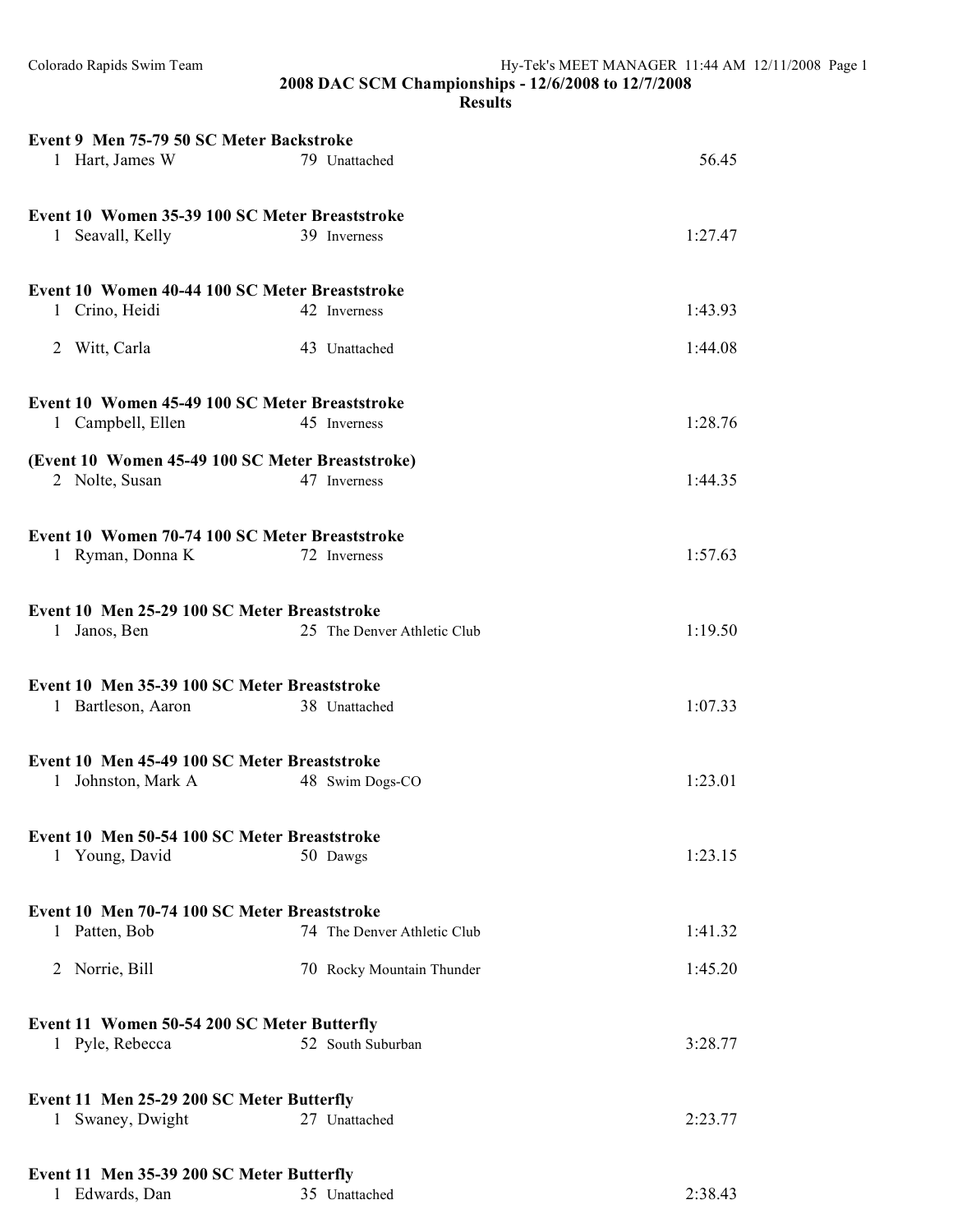**2008 DAC SCM Championships - 12/6/2008 to 12/7/2008**

**Results**

**Event 9 Men 75-79 50 SC Meter Backstroke**

| | Name | Age | Team | Time |
|---|---|---|---|---|
| 1 | Hart, James W | 79 | Unattached | 56.45 |

**Event 10 Women 35-39 100 SC Meter Breaststroke**

| | Name | Age | Team | Time |
|---|---|---|---|---|
| 1 | Seavall, Kelly | 39 | Inverness | 1:27.47 |

**Event 10 Women 40-44 100 SC Meter Breaststroke**

| | Name | Age | Team | Time |
|---|---|---|---|---|
| 1 | Crino, Heidi | 42 | Inverness | 1:43.93 |
| 2 | Witt, Carla | 43 | Unattached | 1:44.08 |

**Event 10 Women 45-49 100 SC Meter Breaststroke**

| | Name | Age | Team | Time |
|---|---|---|---|---|
| 1 | Campbell, Ellen | 45 | Inverness | 1:28.76 |

**(Event 10 Women 45-49 100 SC Meter Breaststroke)**

| | Name | Age | Team | Time |
|---|---|---|---|---|
| 2 | Nolte, Susan | 47 | Inverness | 1:44.35 |

**Event 10 Women 70-74 100 SC Meter Breaststroke**

| | Name | Age | Team | Time |
|---|---|---|---|---|
| 1 | Ryman, Donna K | 72 | Inverness | 1:57.63 |

**Event 10 Men 25-29 100 SC Meter Breaststroke**

| | Name | Age | Team | Time |
|---|---|---|---|---|
| 1 | Janos, Ben | 25 | The Denver Athletic Club | 1:19.50 |

**Event 10 Men 35-39 100 SC Meter Breaststroke**

| | Name | Age | Team | Time |
|---|---|---|---|---|
| 1 | Bartleson, Aaron | 38 | Unattached | 1:07.33 |

**Event 10 Men 45-49 100 SC Meter Breaststroke**

| | Name | Age | Team | Time |
|---|---|---|---|---|
| 1 | Johnston, Mark A | 48 | Swim Dogs-CO | 1:23.01 |

**Event 10 Men 50-54 100 SC Meter Breaststroke**

| | Name | Age | Team | Time |
|---|---|---|---|---|
| 1 | Young, David | 50 | Dawgs | 1:23.15 |

**Event 10 Men 70-74 100 SC Meter Breaststroke**

| | Name | Age | Team | Time |
|---|---|---|---|---|
| 1 | Patten, Bob | 74 | The Denver Athletic Club | 1:41.32 |
| 2 | Norrie, Bill | 70 | Rocky Mountain Thunder | 1:45.20 |

**Event 11 Women 50-54 200 SC Meter Butterfly**

| | Name | Age | Team | Time |
|---|---|---|---|---|
| 1 | Pyle, Rebecca | 52 | South Suburban | 3:28.77 |

**Event 11 Men 25-29 200 SC Meter Butterfly**

| | Name | Age | Team | Time |
|---|---|---|---|---|
| 1 | Swaney, Dwight | 27 | Unattached | 2:23.77 |

**Event 11 Men 35-39 200 SC Meter Butterfly**

| | Name | Age | Team | Time |
|---|---|---|---|---|
| 1 | Edwards, Dan | 35 | Unattached | 2:38.43 |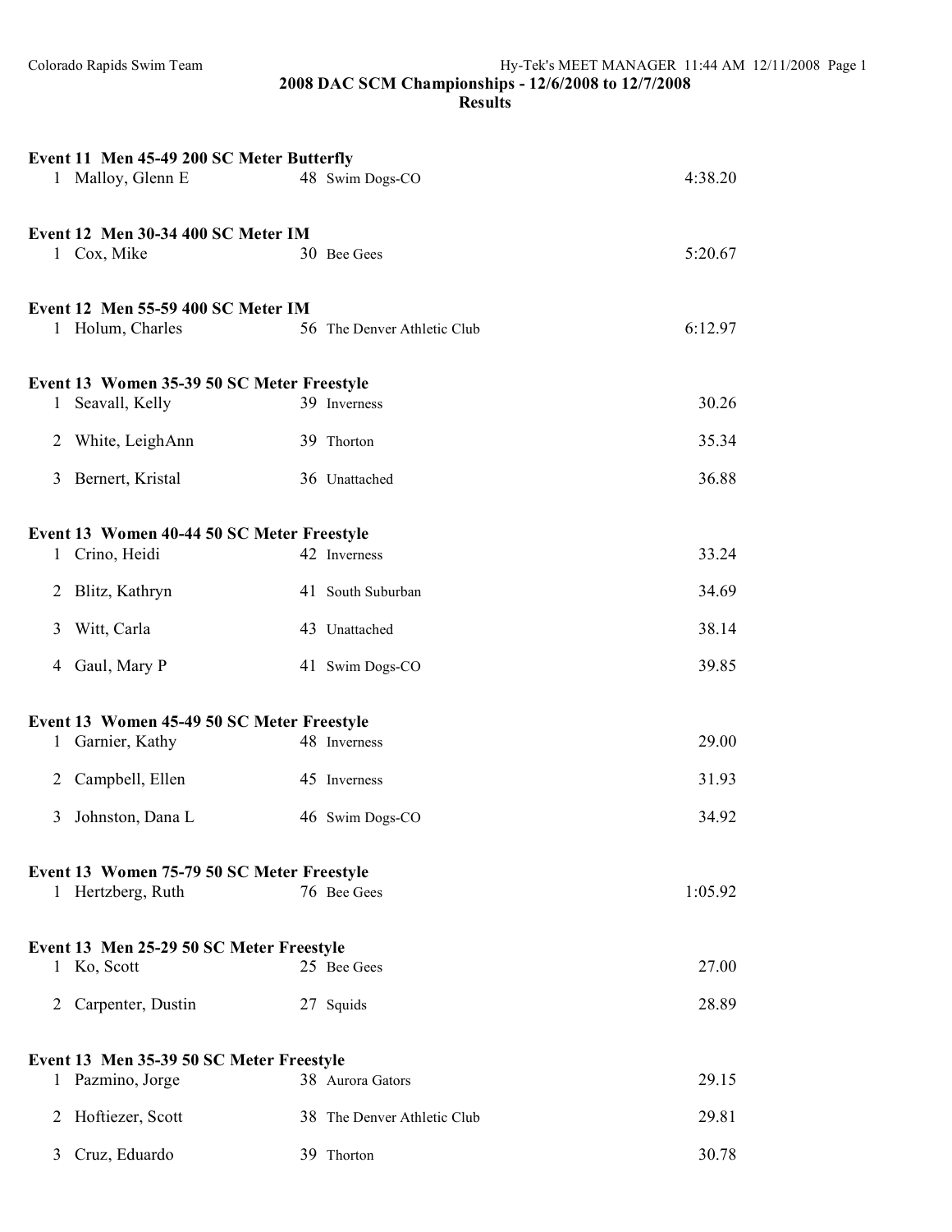## 2008 DAC SCM Championships - 12/6/2008 to 12/7/2008
### Results

**Event 11 Men 45-49 200 SC Meter Butterfly**

| Place | Name | Age | Team | Time |
|---|---|---|---|---|
| 1 | Malloy, Glenn E | 48 | Swim Dogs-CO | 4:38.20 |

**Event 12 Men 30-34 400 SC Meter IM**

| Place | Name | Age | Team | Time |
|---|---|---|---|---|
| 1 | Cox, Mike | 30 | Bee Gees | 5:20.67 |

**Event 12 Men 55-59 400 SC Meter IM**

| Place | Name | Age | Team | Time |
|---|---|---|---|---|
| 1 | Holum, Charles | 56 | The Denver Athletic Club | 6:12.97 |

**Event 13 Women 35-39 50 SC Meter Freestyle**

| Place | Name | Age | Team | Time |
|---|---|---|---|---|
| 1 | Seavall, Kelly | 39 | Inverness | 30.26 |
| 2 | White, LeighAnn | 39 | Thorton | 35.34 |
| 3 | Bernert, Kristal | 36 | Unattached | 36.88 |

**Event 13 Women 40-44 50 SC Meter Freestyle**

| Place | Name | Age | Team | Time |
|---|---|---|---|---|
| 1 | Crino, Heidi | 42 | Inverness | 33.24 |
| 2 | Blitz, Kathryn | 41 | South Suburban | 34.69 |
| 3 | Witt, Carla | 43 | Unattached | 38.14 |
| 4 | Gaul, Mary P | 41 | Swim Dogs-CO | 39.85 |

**Event 13 Women 45-49 50 SC Meter Freestyle**

| Place | Name | Age | Team | Time |
|---|---|---|---|---|
| 1 | Garnier, Kathy | 48 | Inverness | 29.00 |
| 2 | Campbell, Ellen | 45 | Inverness | 31.93 |
| 3 | Johnston, Dana L | 46 | Swim Dogs-CO | 34.92 |

**Event 13 Women 75-79 50 SC Meter Freestyle**

| Place | Name | Age | Team | Time |
|---|---|---|---|---|
| 1 | Hertzberg, Ruth | 76 | Bee Gees | 1:05.92 |

**Event 13 Men 25-29 50 SC Meter Freestyle**

| Place | Name | Age | Team | Time |
|---|---|---|---|---|
| 1 | Ko, Scott | 25 | Bee Gees | 27.00 |
| 2 | Carpenter, Dustin | 27 | Squids | 28.89 |

**Event 13 Men 35-39 50 SC Meter Freestyle**

| Place | Name | Age | Team | Time |
|---|---|---|---|---|
| 1 | Pazmino, Jorge | 38 | Aurora Gators | 29.15 |
| 2 | Hoftiezer, Scott | 38 | The Denver Athletic Club | 29.81 |
| 3 | Cruz, Eduardo | 39 | Thorton | 30.78 |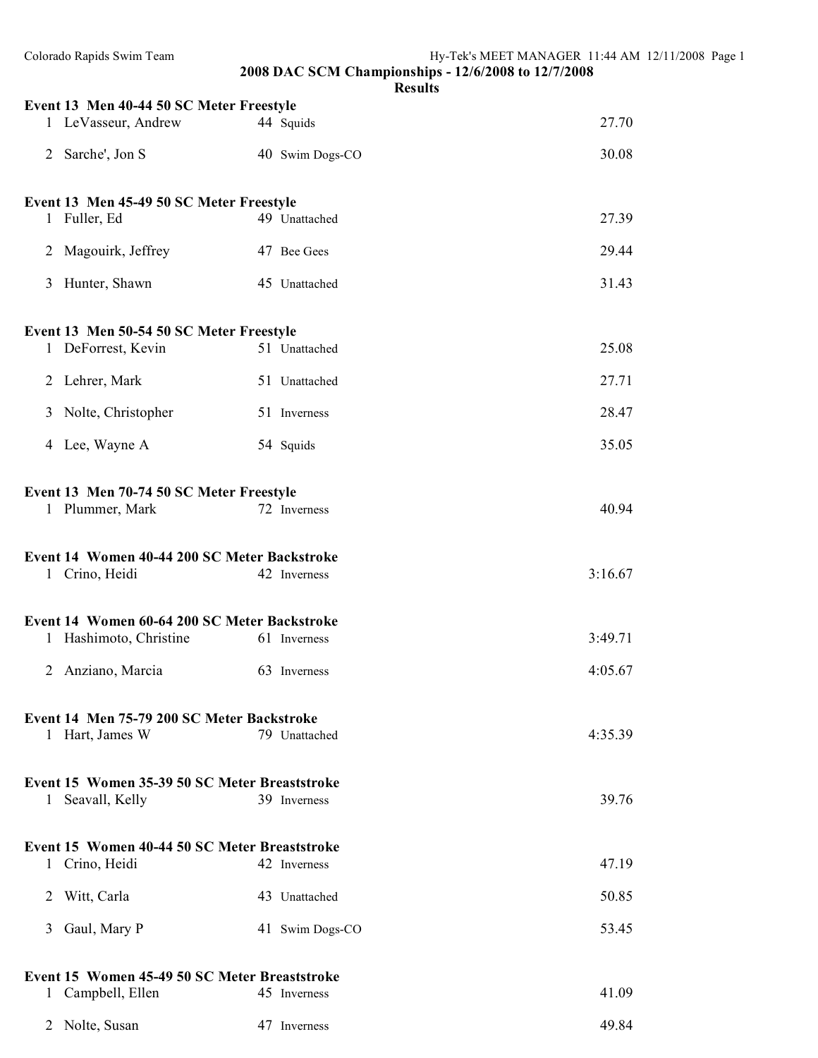## 2008 DAC SCM Championships - 12/6/2008 to 12/7/2008

### Results

**Event 13 Men 40-44 50 SC Meter Freestyle**

| Place | Name | Age | Team | Time |
|---|---|---|---|---|
| 1 | LeVasseur, Andrew | 44 | Squids | 27.70 |
| 2 | Sarche', Jon S | 40 | Swim Dogs-CO | 30.08 |

**Event 13 Men 45-49 50 SC Meter Freestyle**

| Place | Name | Age | Team | Time |
|---|---|---|---|---|
| 1 | Fuller, Ed | 49 | Unattached | 27.39 |
| 2 | Magouirk, Jeffrey | 47 | Bee Gees | 29.44 |
| 3 | Hunter, Shawn | 45 | Unattached | 31.43 |

**Event 13 Men 50-54 50 SC Meter Freestyle**

| Place | Name | Age | Team | Time |
|---|---|---|---|---|
| 1 | DeForrest, Kevin | 51 | Unattached | 25.08 |
| 2 | Lehrer, Mark | 51 | Unattached | 27.71 |
| 3 | Nolte, Christopher | 51 | Inverness | 28.47 |
| 4 | Lee, Wayne A | 54 | Squids | 35.05 |

**Event 13 Men 70-74 50 SC Meter Freestyle**

| Place | Name | Age | Team | Time |
|---|---|---|---|---|
| 1 | Plummer, Mark | 72 | Inverness | 40.94 |

**Event 14 Women 40-44 200 SC Meter Backstroke**

| Place | Name | Age | Team | Time |
|---|---|---|---|---|
| 1 | Crino, Heidi | 42 | Inverness | 3:16.67 |

**Event 14 Women 60-64 200 SC Meter Backstroke**

| Place | Name | Age | Team | Time |
|---|---|---|---|---|
| 1 | Hashimoto, Christine | 61 | Inverness | 3:49.71 |
| 2 | Anziano, Marcia | 63 | Inverness | 4:05.67 |

**Event 14 Men 75-79 200 SC Meter Backstroke**

| Place | Name | Age | Team | Time |
|---|---|---|---|---|
| 1 | Hart, James W | 79 | Unattached | 4:35.39 |

**Event 15 Women 35-39 50 SC Meter Breaststroke**

| Place | Name | Age | Team | Time |
|---|---|---|---|---|
| 1 | Seavall, Kelly | 39 | Inverness | 39.76 |

**Event 15 Women 40-44 50 SC Meter Breaststroke**

| Place | Name | Age | Team | Time |
|---|---|---|---|---|
| 1 | Crino, Heidi | 42 | Inverness | 47.19 |
| 2 | Witt, Carla | 43 | Unattached | 50.85 |
| 3 | Gaul, Mary P | 41 | Swim Dogs-CO | 53.45 |

**Event 15 Women 45-49 50 SC Meter Breaststroke**

| Place | Name | Age | Team | Time |
|---|---|---|---|---|
| 1 | Campbell, Ellen | 45 | Inverness | 41.09 |
| 2 | Nolte, Susan | 47 | Inverness | 49.84 |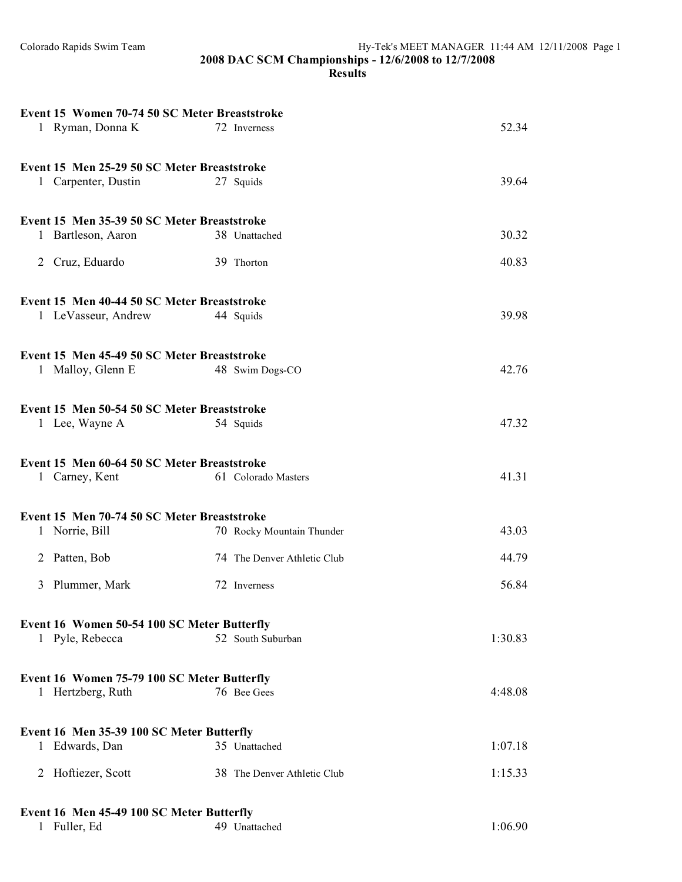## 2008 DAC SCM Championships - 12/6/2008 to 12/7/2008

### Results

**Event 15 Women 70-74 50 SC Meter Breaststroke**

| Place | Name | Age | Team | Time |
|---|---|---|---|---|
| 1 | Ryman, Donna K | 72 | Inverness | 52.34 |

**Event 15 Men 25-29 50 SC Meter Breaststroke**

| Place | Name | Age | Team | Time |
|---|---|---|---|---|
| 1 | Carpenter, Dustin | 27 | Squids | 39.64 |

**Event 15 Men 35-39 50 SC Meter Breaststroke**

| Place | Name | Age | Team | Time |
|---|---|---|---|---|
| 1 | Bartleson, Aaron | 38 | Unattached | 30.32 |
| 2 | Cruz, Eduardo | 39 | Thorton | 40.83 |

**Event 15 Men 40-44 50 SC Meter Breaststroke**

| Place | Name | Age | Team | Time |
|---|---|---|---|---|
| 1 | LeVasseur, Andrew | 44 | Squids | 39.98 |

**Event 15 Men 45-49 50 SC Meter Breaststroke**

| Place | Name | Age | Team | Time |
|---|---|---|---|---|
| 1 | Malloy, Glenn E | 48 | Swim Dogs-CO | 42.76 |

**Event 15 Men 50-54 50 SC Meter Breaststroke**

| Place | Name | Age | Team | Time |
|---|---|---|---|---|
| 1 | Lee, Wayne A | 54 | Squids | 47.32 |

**Event 15 Men 60-64 50 SC Meter Breaststroke**

| Place | Name | Age | Team | Time |
|---|---|---|---|---|
| 1 | Carney, Kent | 61 | Colorado Masters | 41.31 |

**Event 15 Men 70-74 50 SC Meter Breaststroke**

| Place | Name | Age | Team | Time |
|---|---|---|---|---|
| 1 | Norrie, Bill | 70 | Rocky Mountain Thunder | 43.03 |
| 2 | Patten, Bob | 74 | The Denver Athletic Club | 44.79 |
| 3 | Plummer, Mark | 72 | Inverness | 56.84 |

**Event 16 Women 50-54 100 SC Meter Butterfly**

| Place | Name | Age | Team | Time |
|---|---|---|---|---|
| 1 | Pyle, Rebecca | 52 | South Suburban | 1:30.83 |

**Event 16 Women 75-79 100 SC Meter Butterfly**

| Place | Name | Age | Team | Time |
|---|---|---|---|---|
| 1 | Hertzberg, Ruth | 76 | Bee Gees | 4:48.08 |

**Event 16 Men 35-39 100 SC Meter Butterfly**

| Place | Name | Age | Team | Time |
|---|---|---|---|---|
| 1 | Edwards, Dan | 35 | Unattached | 1:07.18 |
| 2 | Hoftiezer, Scott | 38 | The Denver Athletic Club | 1:15.33 |

**Event 16 Men 45-49 100 SC Meter Butterfly**

| Place | Name | Age | Team | Time |
|---|---|---|---|---|
| 1 | Fuller, Ed | 49 | Unattached | 1:06.90 |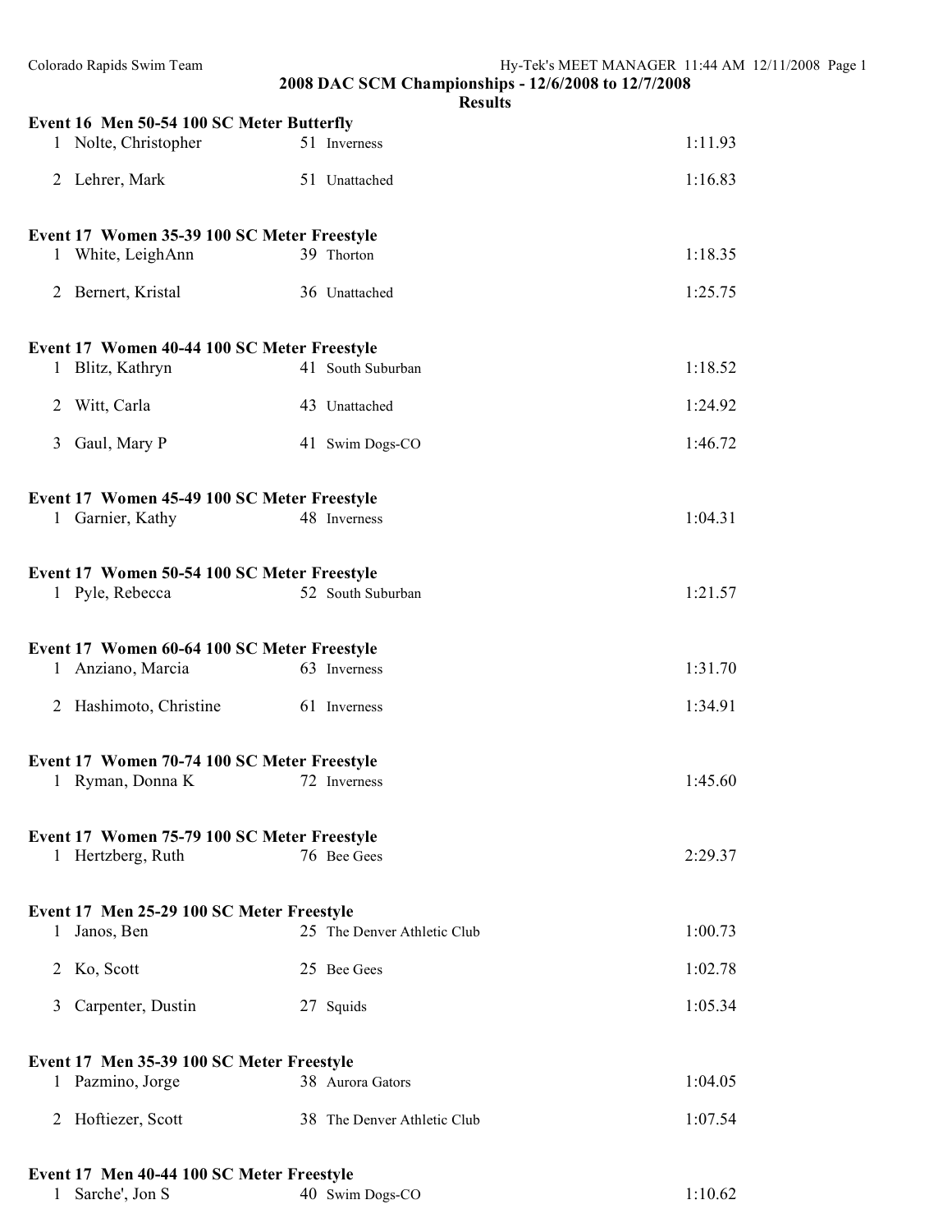## 2008 DAC SCM Championships - 12/6/2008 to 12/7/2008

### Results

**Event 16 Men 50-54 100 SC Meter Butterfly**

| Place | Name | Age | Team | Time |
|---|---|---|---|---|
| 1 | Nolte, Christopher | 51 | Inverness | 1:11.93 |
| 2 | Lehrer, Mark | 51 | Unattached | 1:16.83 |

**Event 17 Women 35-39 100 SC Meter Freestyle**

| Place | Name | Age | Team | Time |
|---|---|---|---|---|
| 1 | White, LeighAnn | 39 | Thorton | 1:18.35 |
| 2 | Bernert, Kristal | 36 | Unattached | 1:25.75 |

**Event 17 Women 40-44 100 SC Meter Freestyle**

| Place | Name | Age | Team | Time |
|---|---|---|---|---|
| 1 | Blitz, Kathryn | 41 | South Suburban | 1:18.52 |
| 2 | Witt, Carla | 43 | Unattached | 1:24.92 |
| 3 | Gaul, Mary P | 41 | Swim Dogs-CO | 1:46.72 |

**Event 17 Women 45-49 100 SC Meter Freestyle**

| Place | Name | Age | Team | Time |
|---|---|---|---|---|
| 1 | Garnier, Kathy | 48 | Inverness | 1:04.31 |

**Event 17 Women 50-54 100 SC Meter Freestyle**

| Place | Name | Age | Team | Time |
|---|---|---|---|---|
| 1 | Pyle, Rebecca | 52 | South Suburban | 1:21.57 |

**Event 17 Women 60-64 100 SC Meter Freestyle**

| Place | Name | Age | Team | Time |
|---|---|---|---|---|
| 1 | Anziano, Marcia | 63 | Inverness | 1:31.70 |
| 2 | Hashimoto, Christine | 61 | Inverness | 1:34.91 |

**Event 17 Women 70-74 100 SC Meter Freestyle**

| Place | Name | Age | Team | Time |
|---|---|---|---|---|
| 1 | Ryman, Donna K | 72 | Inverness | 1:45.60 |

**Event 17 Women 75-79 100 SC Meter Freestyle**

| Place | Name | Age | Team | Time |
|---|---|---|---|---|
| 1 | Hertzberg, Ruth | 76 | Bee Gees | 2:29.37 |

**Event 17 Men 25-29 100 SC Meter Freestyle**

| Place | Name | Age | Team | Time |
|---|---|---|---|---|
| 1 | Janos, Ben | 25 | The Denver Athletic Club | 1:00.73 |
| 2 | Ko, Scott | 25 | Bee Gees | 1:02.78 |
| 3 | Carpenter, Dustin | 27 | Squids | 1:05.34 |

**Event 17 Men 35-39 100 SC Meter Freestyle**

| Place | Name | Age | Team | Time |
|---|---|---|---|---|
| 1 | Pazmino, Jorge | 38 | Aurora Gators | 1:04.05 |
| 2 | Hoftiezer, Scott | 38 | The Denver Athletic Club | 1:07.54 |

**Event 17 Men 40-44 100 SC Meter Freestyle**

| Place | Name | Age | Team | Time |
|---|---|---|---|---|
| 1 | Sarche', Jon S | 40 | Swim Dogs-CO | 1:10.62 |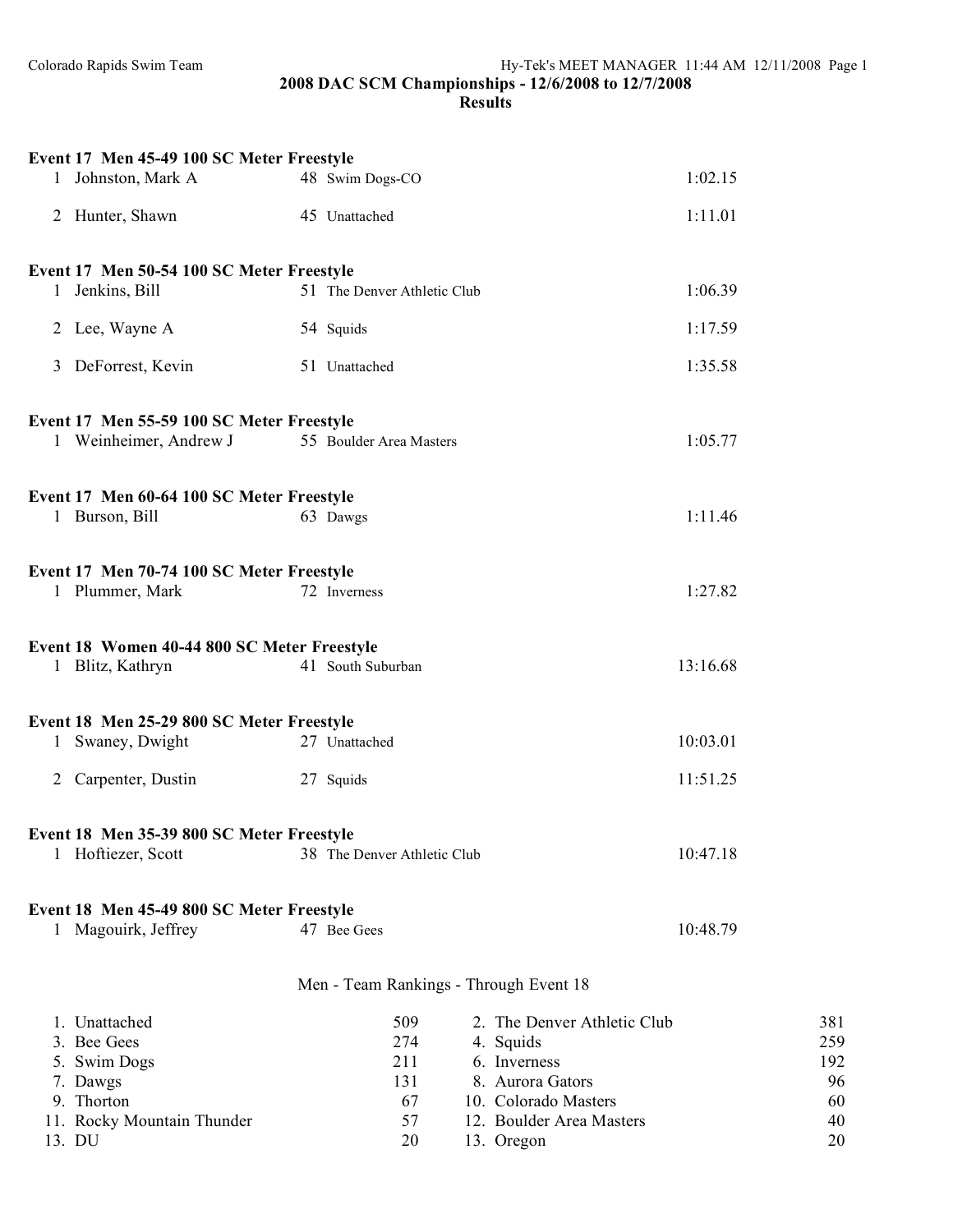**Colorado Rapids Swim Team**

## 2008 DAC SCM Championships - 12/6/2008 to 12/7/2008

### Results

**Event 17 Men 45-49 100 SC Meter Freestyle**

| | | | | |
|---|---|---|---|---|
| 1 | Johnston, Mark A | 48 | Swim Dogs-CO | 1:02.15 |
| 2 | Hunter, Shawn | 45 | Unattached | 1:11.01 |

**Event 17 Men 50-54 100 SC Meter Freestyle**

| | | | | |
|---|---|---|---|---|
| 1 | Jenkins, Bill | 51 | The Denver Athletic Club | 1:06.39 |
| 2 | Lee, Wayne A | 54 | Squids | 1:17.59 |
| 3 | DeForrest, Kevin | 51 | Unattached | 1:35.58 |

**Event 17 Men 55-59 100 SC Meter Freestyle**

| | | | | |
|---|---|---|---|---|
| 1 | Weinheimer, Andrew J | 55 | Boulder Area Masters | 1:05.77 |

**Event 17 Men 60-64 100 SC Meter Freestyle**

| | | | | |
|---|---|---|---|---|
| 1 | Burson, Bill | 63 | Dawgs | 1:11.46 |

**Event 17 Men 70-74 100 SC Meter Freestyle**

| | | | | |
|---|---|---|---|---|
| 1 | Plummer, Mark | 72 | Inverness | 1:27.82 |

**Event 18 Women 40-44 800 SC Meter Freestyle**

| | | | | |
|---|---|---|---|---|
| 1 | Blitz, Kathryn | 41 | South Suburban | 13:16.68 |

**Event 18 Men 25-29 800 SC Meter Freestyle**

| | | | | |
|---|---|---|---|---|
| 1 | Swaney, Dwight | 27 | Unattached | 10:03.01 |
| 2 | Carpenter, Dustin | 27 | Squids | 11:51.25 |

**Event 18 Men 35-39 800 SC Meter Freestyle**

| | | | | |
|---|---|---|---|---|
| 1 | Hoftiezer, Scott | 38 | The Denver Athletic Club | 10:47.18 |

**Event 18 Men 45-49 800 SC Meter Freestyle**

| | | | | |
|---|---|---|---|---|
| 1 | Magouirk, Jeffrey | 47 | Bee Gees | 10:48.79 |

Men - Team Rankings - Through Event 18

| | | | | | |
|---|---|---|---|---|---|
| 1. | Unattached | 509 | 2. | The Denver Athletic Club | 381 |
| 3. | Bee Gees | 274 | 4. | Squids | 259 |
| 5. | Swim Dogs | 211 | 6. | Inverness | 192 |
| 7. | Dawgs | 131 | 8. | Aurora Gators | 96 |
| 9. | Thorton | 67 | 10. | Colorado Masters | 60 |
| 11. | Rocky Mountain Thunder | 57 | 12. | Boulder Area Masters | 40 |
| 13. | DU | 20 | 13. | Oregon | 20 |